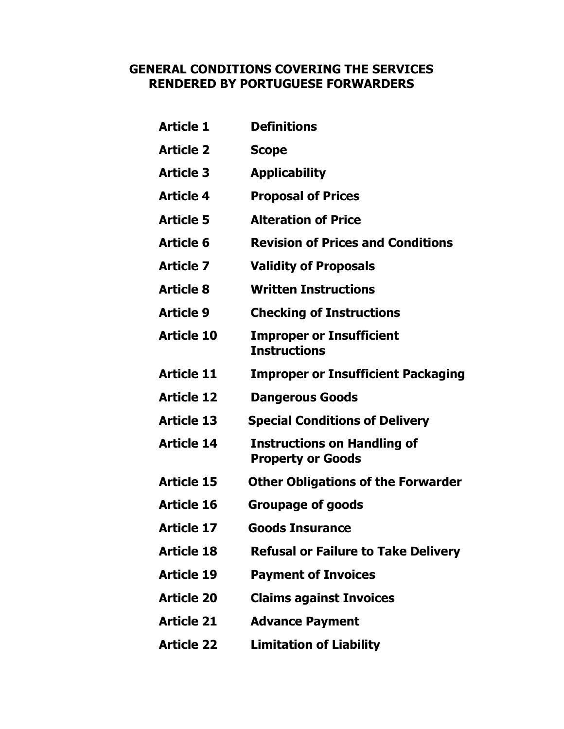# GENERAL CONDITIONS COVERING THE SERVICES RENDERED BY PORTUGUESE FORWARDERS

| | |
|---|---|
| **Article 1** | **Definitions** |
| **Article 2** | **Scope** |
| **Article 3** | **Applicability** |
| **Article 4** | **Proposal of Prices** |
| **Article 5** | **Alteration of Price** |
| **Article 6** | **Revision of Prices and Conditions** |
| **Article 7** | **Validity of Proposals** |
| **Article 8** | **Written Instructions** |
| **Article 9** | **Checking of Instructions** |
| **Article 10** | **Improper or Insufficient Instructions** |
| **Article 11** | **Improper or Insufficient Packaging** |
| **Article 12** | **Dangerous Goods** |
| **Article 13** | **Special Conditions of Delivery** |
| **Article 14** | **Instructions on Handling of Property or Goods** |
| **Article 15** | **Other Obligations of the Forwarder** |
| **Article 16** | **Groupage of goods** |
| **Article 17** | **Goods Insurance** |
| **Article 18** | **Refusal or Failure to Take Delivery** |
| **Article 19** | **Payment of Invoices** |
| **Article 20** | **Claims against Invoices** |
| **Article 21** | **Advance Payment** |
| **Article 22** | **Limitation of Liability** |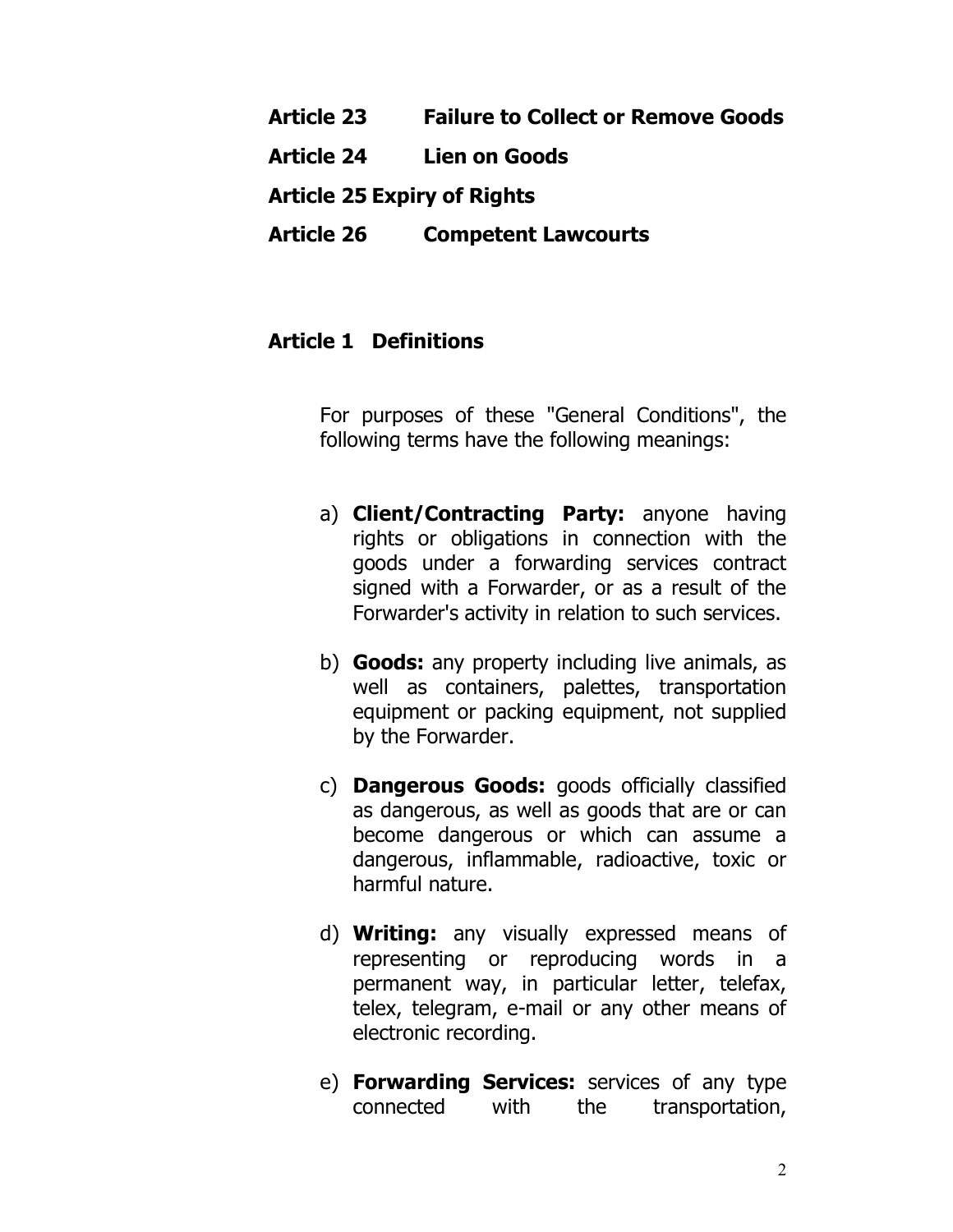**Article 23 Failure to Collect or Remove Goods**

**Article 24 Lien on Goods**

**Article 25 Expiry of Rights**

**Article 26 Competent Lawcourts**

## Article 1 Definitions

For purposes of these "General Conditions", the following terms have the following meanings:

a) **Client/Contracting Party:** anyone having rights or obligations in connection with the goods under a forwarding services contract signed with a Forwarder, or as a result of the Forwarder's activity in relation to such services.

b) **Goods:** any property including live animals, as well as containers, palettes, transportation equipment or packing equipment, not supplied by the Forwarder.

c) **Dangerous Goods:** goods officially classified as dangerous, as well as goods that are or can become dangerous or which can assume a dangerous, inflammable, radioactive, toxic or harmful nature.

d) **Writing:** any visually expressed means of representing or reproducing words in a permanent way, in particular letter, telefax, telex, telegram, e-mail or any other means of electronic recording.

e) **Forwarding Services:** services of any type connected with the transportation,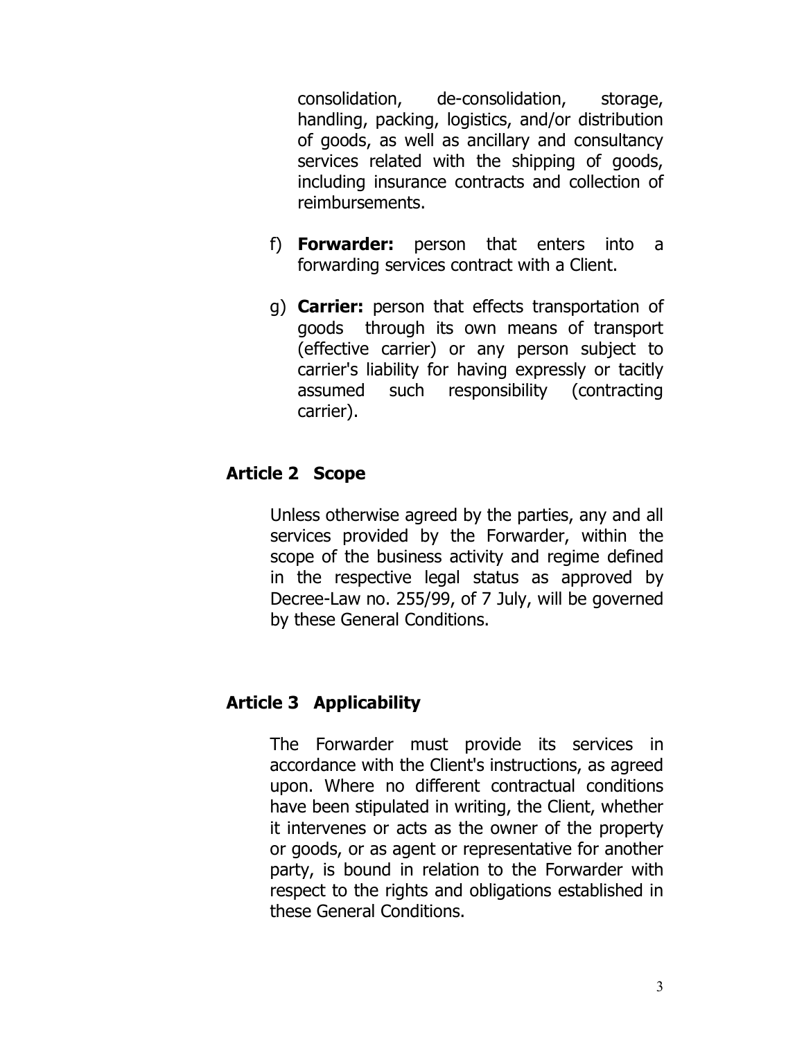consolidation, de-consolidation, storage, handling, packing, logistics, and/or distribution of goods, as well as ancillary and consultancy services related with the shipping of goods, including insurance contracts and collection of reimbursements.

f) **Forwarder:** person that enters into a forwarding services contract with a Client.

g) **Carrier:** person that effects transportation of goods through its own means of transport (effective carrier) or any person subject to carrier's liability for having expressly or tacitly assumed such responsibility (contracting carrier).

## Article 2 Scope

Unless otherwise agreed by the parties, any and all services provided by the Forwarder, within the scope of the business activity and regime defined in the respective legal status as approved by Decree-Law no. 255/99, of 7 July, will be governed by these General Conditions.

## Article 3 Applicability

The Forwarder must provide its services in accordance with the Client's instructions, as agreed upon. Where no different contractual conditions have been stipulated in writing, the Client, whether it intervenes or acts as the owner of the property or goods, or as agent or representative for another party, is bound in relation to the Forwarder with respect to the rights and obligations established in these General Conditions.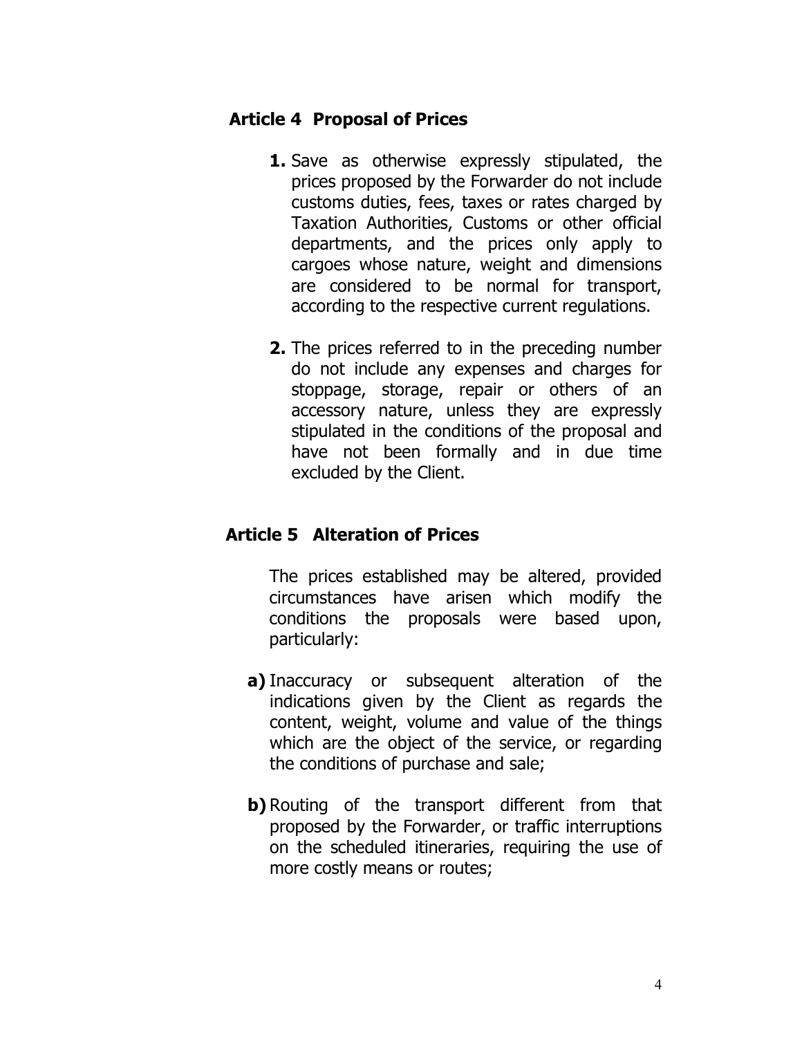## Article 4 Proposal of Prices

1. Save as otherwise expressly stipulated, the prices proposed by the Forwarder do not include customs duties, fees, taxes or rates charged by Taxation Authorities, Customs or other official departments, and the prices only apply to cargoes whose nature, weight and dimensions are considered to be normal for transport, according to the respective current regulations.

2. The prices referred to in the preceding number do not include any expenses and charges for stoppage, storage, repair or others of an accessory nature, unless they are expressly stipulated in the conditions of the proposal and have not been formally and in due time excluded by the Client.

## Article 5 Alteration of Prices

The prices established may be altered, provided circumstances have arisen which modify the conditions the proposals were based upon, particularly:

**a)** Inaccuracy or subsequent alteration of the indications given by the Client as regards the content, weight, volume and value of the things which are the object of the service, or regarding the conditions of purchase and sale;

**b)** Routing of the transport different from that proposed by the Forwarder, or traffic interruptions on the scheduled itineraries, requiring the use of more costly means or routes;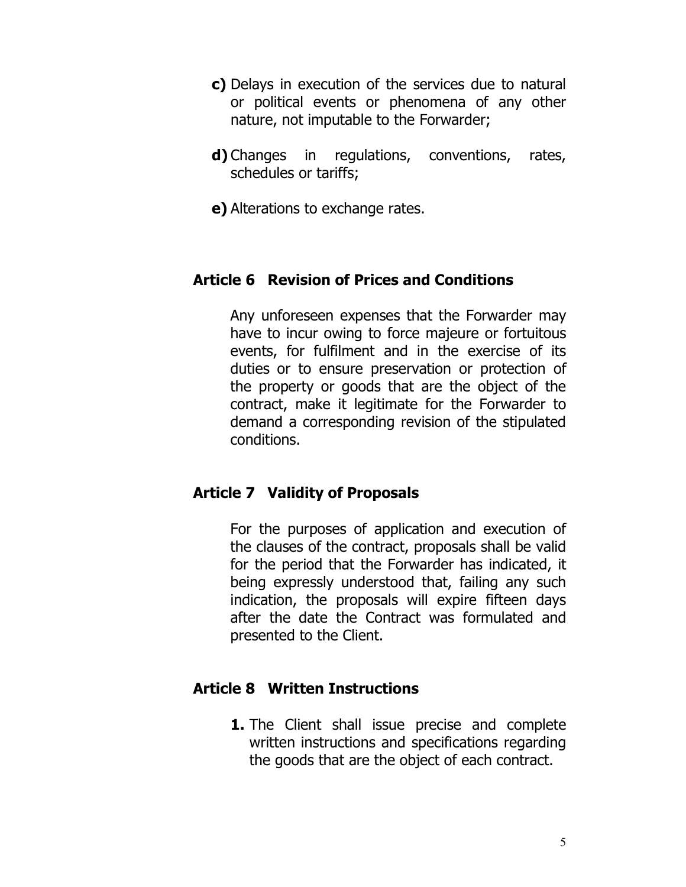**c)** Delays in execution of the services due to natural or political events or phenomena of any other nature, not imputable to the Forwarder;

**d)** Changes in regulations, conventions, rates, schedules or tariffs;

**e)** Alterations to exchange rates.

## Article 6 Revision of Prices and Conditions

Any unforeseen expenses that the Forwarder may have to incur owing to force majeure or fortuitous events, for fulfilment and in the exercise of its duties or to ensure preservation or protection of the property or goods that are the object of the contract, make it legitimate for the Forwarder to demand a corresponding revision of the stipulated conditions.

## Article 7 Validity of Proposals

For the purposes of application and execution of the clauses of the contract, proposals shall be valid for the period that the Forwarder has indicated, it being expressly understood that, failing any such indication, the proposals will expire fifteen days after the date the Contract was formulated and presented to the Client.

## Article 8 Written Instructions

**1.** The Client shall issue precise and complete written instructions and specifications regarding the goods that are the object of each contract.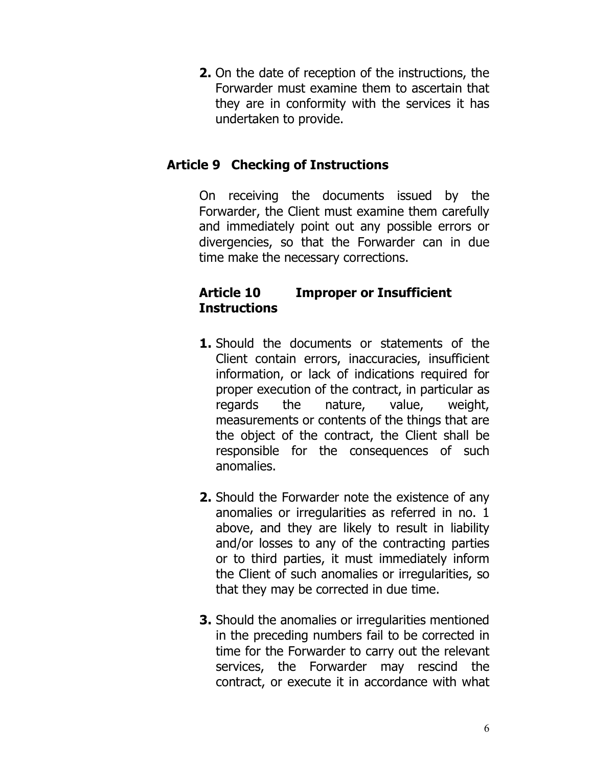**2.** On the date of reception of the instructions, the Forwarder must examine them to ascertain that they are in conformity with the services it has undertaken to provide.

## Article 9 Checking of Instructions

On receiving the documents issued by the Forwarder, the Client must examine them carefully and immediately point out any possible errors or divergencies, so that the Forwarder can in due time make the necessary corrections.

## Article 10 Improper or Insufficient Instructions

**1.** Should the documents or statements of the Client contain errors, inaccuracies, insufficient information, or lack of indications required for proper execution of the contract, in particular as regards the nature, value, weight, measurements or contents of the things that are the object of the contract, the Client shall be responsible for the consequences of such anomalies.

**2.** Should the Forwarder note the existence of any anomalies or irregularities as referred in no. 1 above, and they are likely to result in liability and/or losses to any of the contracting parties or to third parties, it must immediately inform the Client of such anomalies or irregularities, so that they may be corrected in due time.

**3.** Should the anomalies or irregularities mentioned in the preceding numbers fail to be corrected in time for the Forwarder to carry out the relevant services, the Forwarder may rescind the contract, or execute it in accordance with what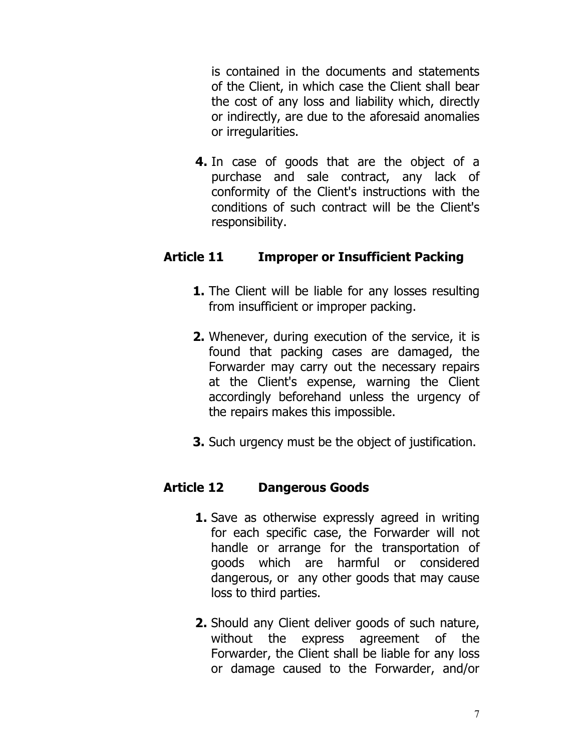is contained in the documents and statements of the Client, in which case the Client shall bear the cost of any loss and liability which, directly or indirectly, are due to the aforesaid anomalies or irregularities.

**4.** In case of goods that are the object of a purchase and sale contract, any lack of conformity of the Client's instructions with the conditions of such contract will be the Client's responsibility.

## Article 11 Improper or Insufficient Packing

**1.** The Client will be liable for any losses resulting from insufficient or improper packing.

**2.** Whenever, during execution of the service, it is found that packing cases are damaged, the Forwarder may carry out the necessary repairs at the Client's expense, warning the Client accordingly beforehand unless the urgency of the repairs makes this impossible.

**3.** Such urgency must be the object of justification.

## Article 12 Dangerous Goods

**1.** Save as otherwise expressly agreed in writing for each specific case, the Forwarder will not handle or arrange for the transportation of goods which are harmful or considered dangerous, or any other goods that may cause loss to third parties.

**2.** Should any Client deliver goods of such nature, without the express agreement of the Forwarder, the Client shall be liable for any loss or damage caused to the Forwarder, and/or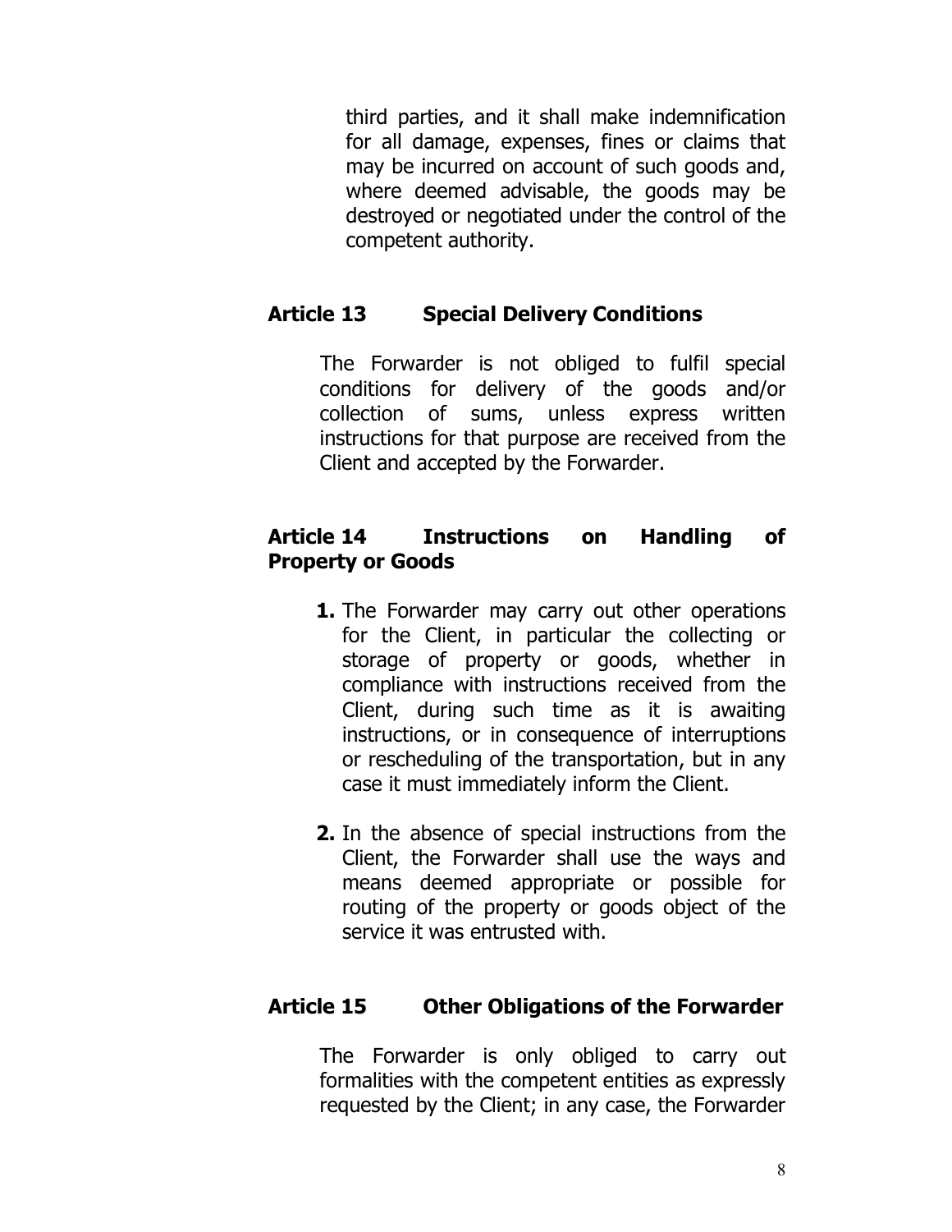third parties, and it shall make indemnification for all damage, expenses, fines or claims that may be incurred on account of such goods and, where deemed advisable, the goods may be destroyed or negotiated under the control of the competent authority.

## Article 13 Special Delivery Conditions

The Forwarder is not obliged to fulfil special conditions for delivery of the goods and/or collection of sums, unless express written instructions for that purpose are received from the Client and accepted by the Forwarder.

## Article 14 Instructions on Handling of Property or Goods

1. The Forwarder may carry out other operations for the Client, in particular the collecting or storage of property or goods, whether in compliance with instructions received from the Client, during such time as it is awaiting instructions, or in consequence of interruptions or rescheduling of the transportation, but in any case it must immediately inform the Client.

2. In the absence of special instructions from the Client, the Forwarder shall use the ways and means deemed appropriate or possible for routing of the property or goods object of the service it was entrusted with.

## Article 15 Other Obligations of the Forwarder

The Forwarder is only obliged to carry out formalities with the competent entities as expressly requested by the Client; in any case, the Forwarder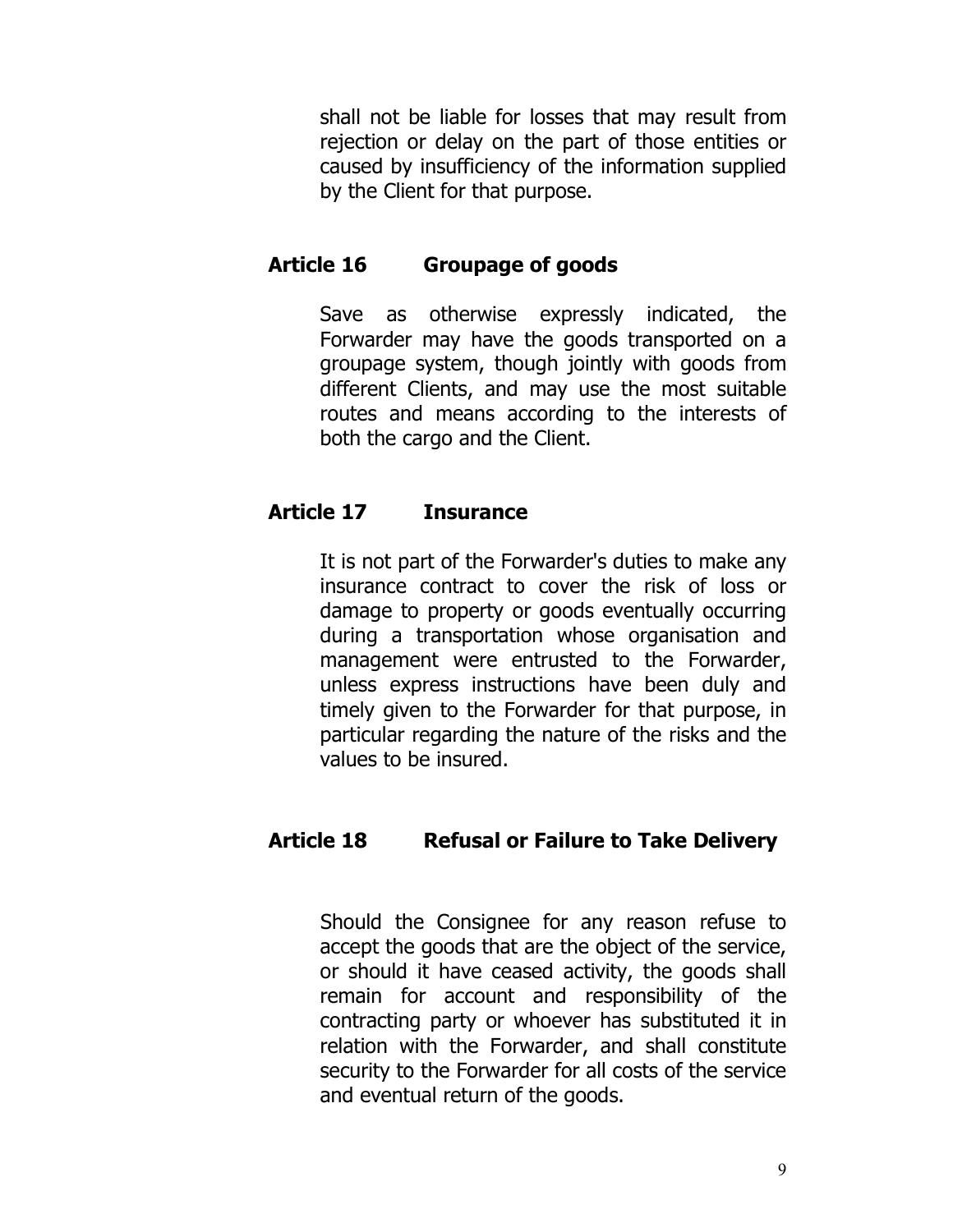shall not be liable for losses that may result from rejection or delay on the part of those entities or caused by insufficiency of the information supplied by the Client for that purpose.

## Article 16 Groupage of goods

Save as otherwise expressly indicated, the Forwarder may have the goods transported on a groupage system, though jointly with goods from different Clients, and may use the most suitable routes and means according to the interests of both the cargo and the Client.

## Article 17 Insurance

It is not part of the Forwarder's duties to make any insurance contract to cover the risk of loss or damage to property or goods eventually occurring during a transportation whose organisation and management were entrusted to the Forwarder, unless express instructions have been duly and timely given to the Forwarder for that purpose, in particular regarding the nature of the risks and the values to be insured.

## Article 18 Refusal or Failure to Take Delivery

Should the Consignee for any reason refuse to accept the goods that are the object of the service, or should it have ceased activity, the goods shall remain for account and responsibility of the contracting party or whoever has substituted it in relation with the Forwarder, and shall constitute security to the Forwarder for all costs of the service and eventual return of the goods.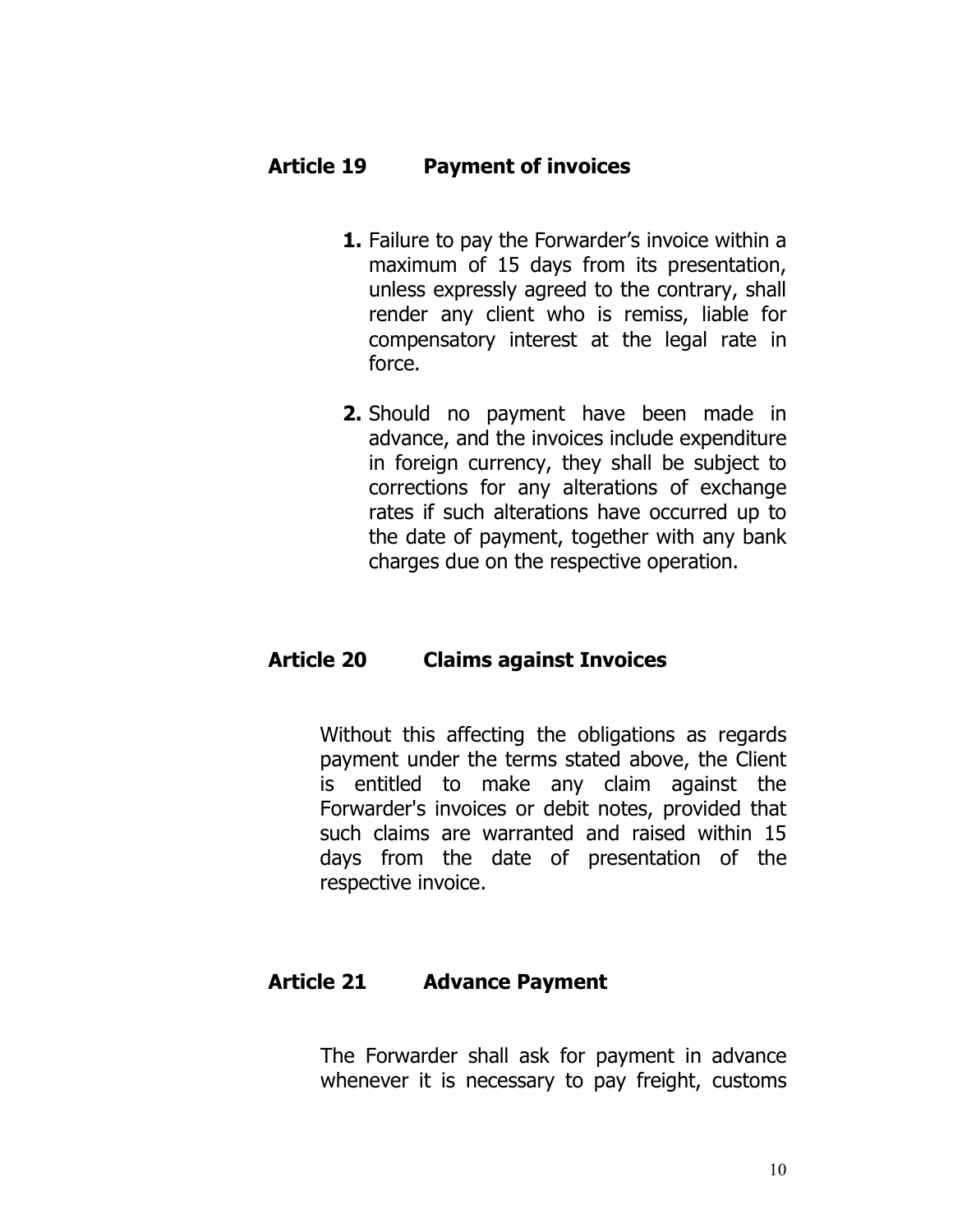## Article 19 Payment of invoices

1. Failure to pay the Forwarder's invoice within a maximum of 15 days from its presentation, unless expressly agreed to the contrary, shall render any client who is remiss, liable for compensatory interest at the legal rate in force.

2. Should no payment have been made in advance, and the invoices include expenditure in foreign currency, they shall be subject to corrections for any alterations of exchange rates if such alterations have occurred up to the date of payment, together with any bank charges due on the respective operation.

## Article 20 Claims against Invoices

Without this affecting the obligations as regards payment under the terms stated above, the Client is entitled to make any claim against the Forwarder's invoices or debit notes, provided that such claims are warranted and raised within 15 days from the date of presentation of the respective invoice.

## Article 21 Advance Payment

The Forwarder shall ask for payment in advance whenever it is necessary to pay freight, customs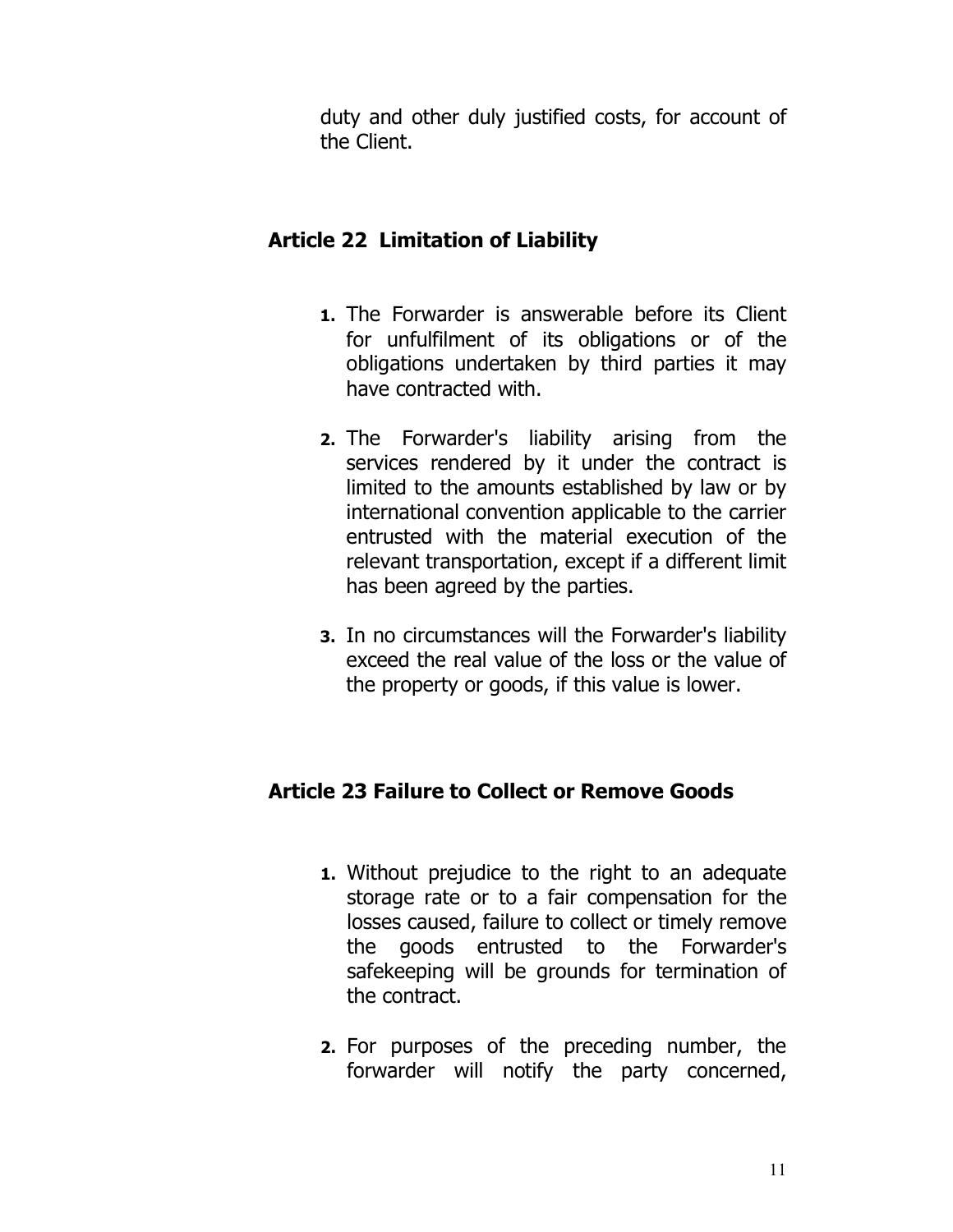duty and other duly justified costs, for account of the Client.

## Article 22 Limitation of Liability

1. The Forwarder is answerable before its Client for unfulfilment of its obligations or of the obligations undertaken by third parties it may have contracted with.

2. The Forwarder's liability arising from the services rendered by it under the contract is limited to the amounts established by law or by international convention applicable to the carrier entrusted with the material execution of the relevant transportation, except if a different limit has been agreed by the parties.

3. In no circumstances will the Forwarder's liability exceed the real value of the loss or the value of the property or goods, if this value is lower.

## Article 23 Failure to Collect or Remove Goods

1. Without prejudice to the right to an adequate storage rate or to a fair compensation for the losses caused, failure to collect or timely remove the goods entrusted to the Forwarder's safekeeping will be grounds for termination of the contract.

2. For purposes of the preceding number, the forwarder will notify the party concerned,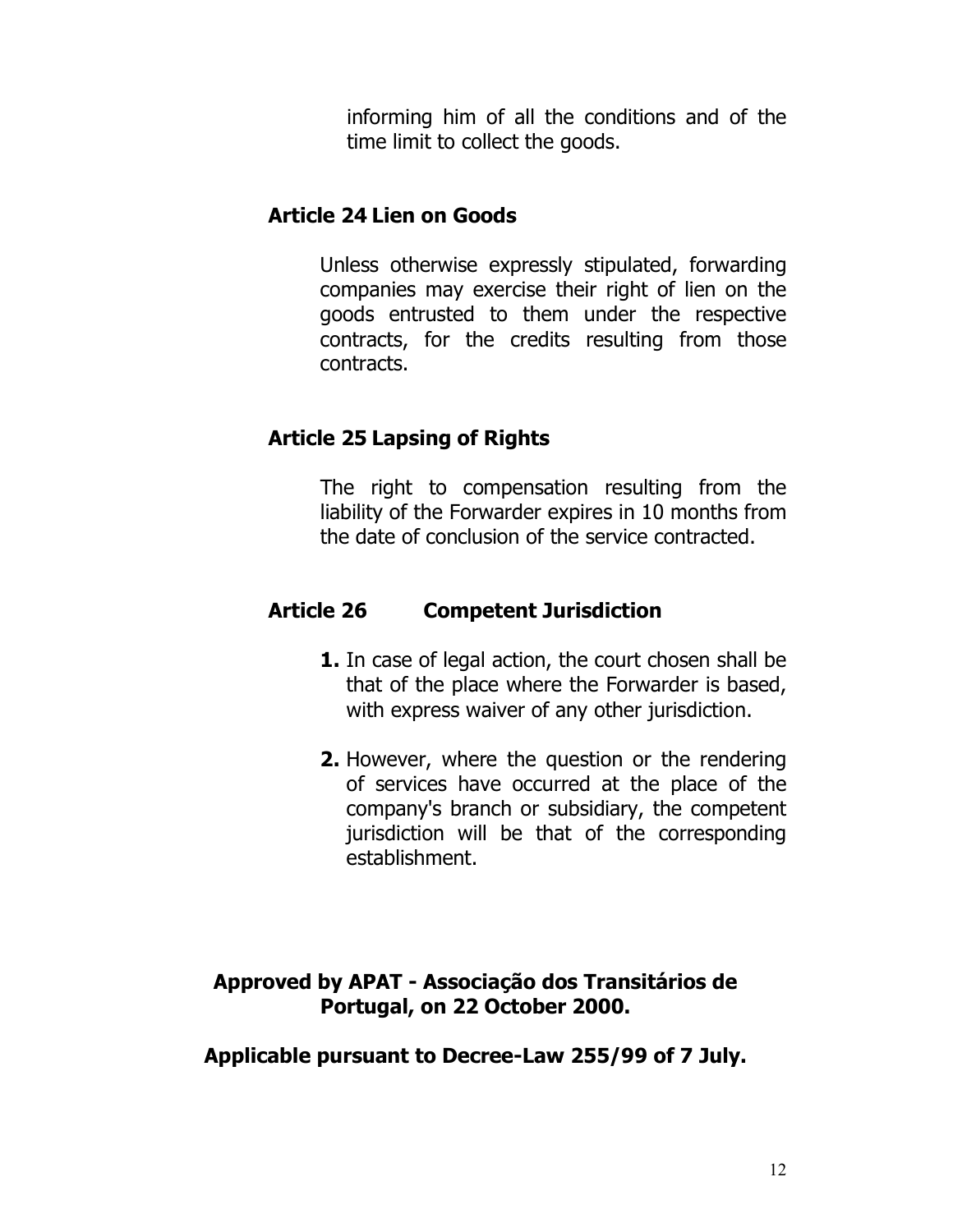informing him of all the conditions and of the time limit to collect the goods.

### Article 24 Lien on Goods

Unless otherwise expressly stipulated, forwarding companies may exercise their right of lien on the goods entrusted to them under the respective contracts, for the credits resulting from those contracts.

### Article 25 Lapsing of Rights

The right to compensation resulting from the liability of the Forwarder expires in 10 months from the date of conclusion of the service contracted.

### Article 26 Competent Jurisdiction

1. In case of legal action, the court chosen shall be that of the place where the Forwarder is based, with express waiver of any other jurisdiction.

2. However, where the question or the rendering of services have occurred at the place of the company's branch or subsidiary, the competent jurisdiction will be that of the corresponding establishment.

**Approved by APAT - Associação dos Transitários de Portugal, on 22 October 2000.**

**Applicable pursuant to Decree-Law 255/99 of 7 July.**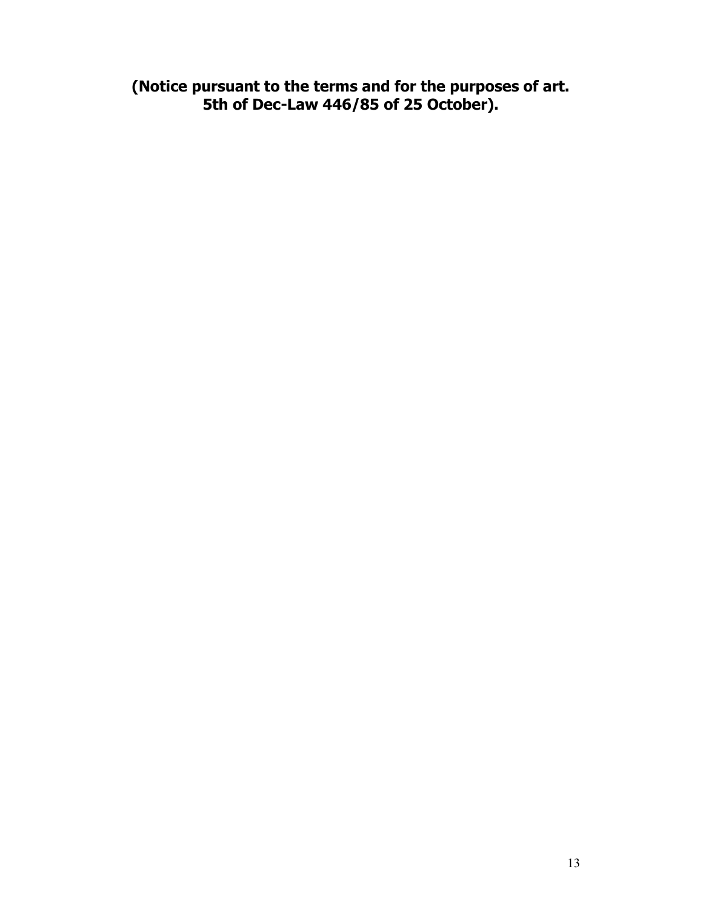**(Notice pursuant to the terms and for the purposes of art. 5th of Dec-Law 446/85 of 25 October).**